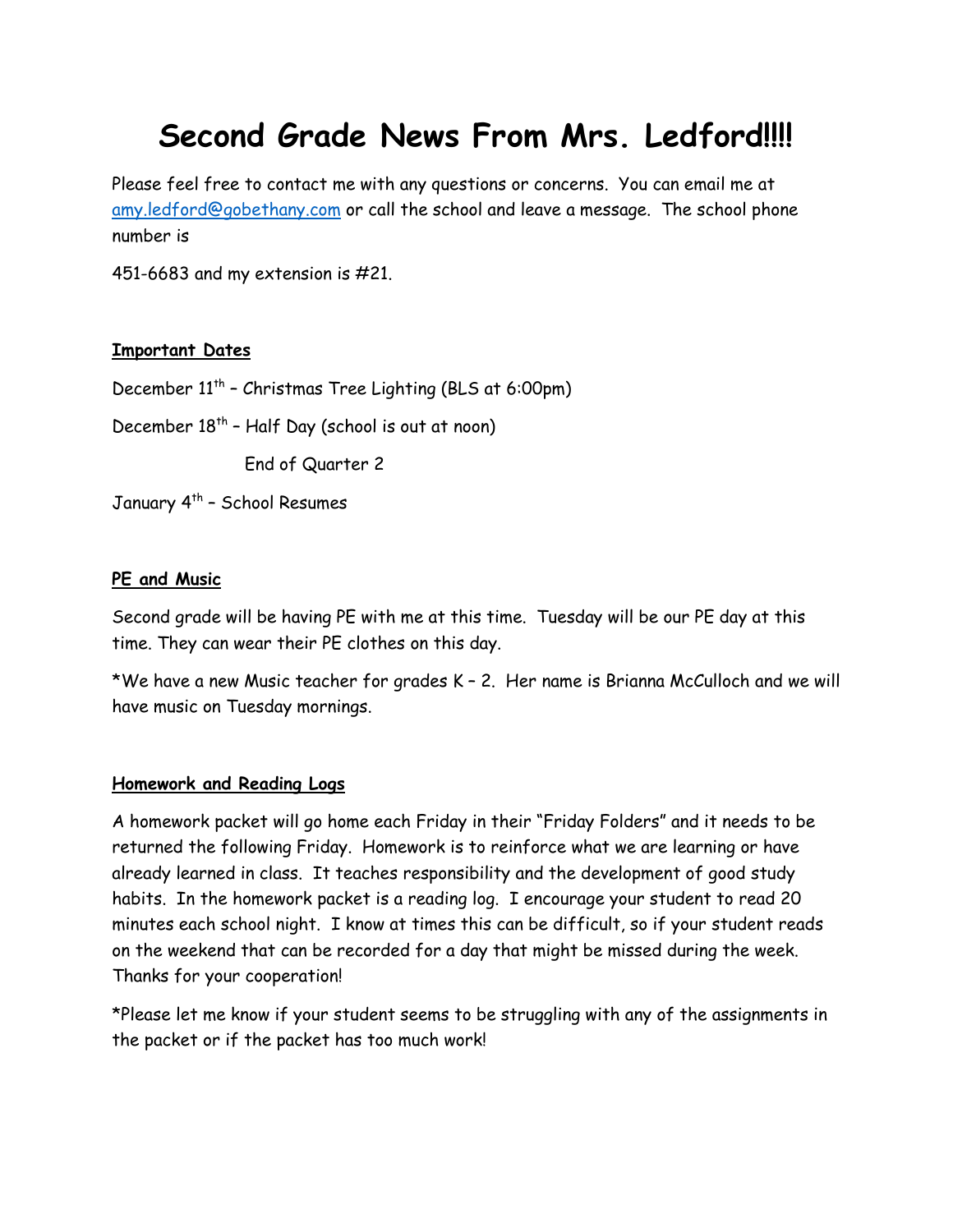# Second Grade News From Mrs. Ledford!!!!

Please feel free to contact me with any questions or concerns. You can email me at amy.ledford@gobethany.com or call the school and leave a message. The school phone number is

451-6683 and my extension is #21.

**Important Dates**

December 11th – Christmas Tree Lighting (BLS at 6:00pm)

December 18th – Half Day (school is out at noon)

End of Quarter 2

January 4th – School Resumes

**PE and Music**

Second grade will be having PE with me at this time. Tuesday will be our PE day at this time. They can wear their PE clothes on this day.

*We have a new Music teacher for grades K – 2. Her name is Brianna McCulloch and we will have music on Tuesday mornings.

**Homework and Reading Logs**

A homework packet will go home each Friday in their "Friday Folders" and it needs to be returned the following Friday. Homework is to reinforce what we are learning or have already learned in class. It teaches responsibility and the development of good study habits. In the homework packet is a reading log. I encourage your student to read 20 minutes each school night. I know at times this can be difficult, so if your student reads on the weekend that can be recorded for a day that might be missed during the week. Thanks for your cooperation!

*Please let me know if your student seems to be struggling with any of the assignments in the packet or if the packet has too much work!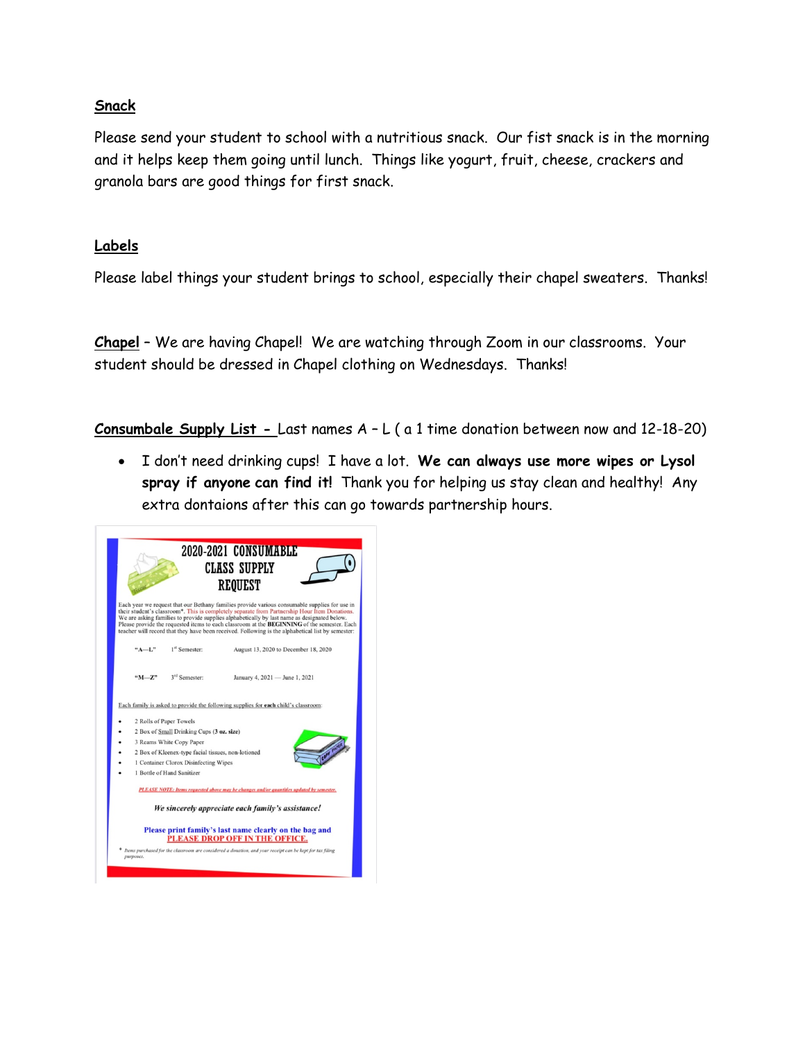**Snack**

Please send your student to school with a nutritious snack. Our fist snack is in the morning and it helps keep them going until lunch. Things like yogurt, fruit, cheese, crackers and granola bars are good things for first snack.

**Labels**

Please label things your student brings to school, especially their chapel sweaters. Thanks!

**Chapel** – We are having Chapel! We are watching through Zoom in our classrooms. Your student should be dressed in Chapel clothing on Wednesdays. Thanks!

**Consumbale Supply List -** Last names A – L ( a 1 time donation between now and 12-18-20)

- I don't need drinking cups! I have a lot. **We can always use more wipes or Lysol spray if anyone can find it!** Thank you for helping us stay clean and healthy! Any extra dontaions after this can go towards partnership hours.

**2020-2021 CONSUMABLE CLASS SUPPLY REQUEST**

Each year we request that our Bethany families provide various consumable supplies for use in their student's classroom*. This is completely separate from Partnership Hour Item Donations. We are asking families to provide supplies alphabetically by last name as designated below. Please provide the requested items to each classroom at the **BEGINNING** of the semester. Each teacher will record that they have been received. Following is the alphabetical list by semester:

| | | |
|---|---|---|
| "A—L" | 1st Semester: | August 13, 2020 to December 18, 2020 |
| "M—Z" | 3rd Semester: | January 4, 2021 — June 1, 2021 |

Each family is asked to provide the following supplies for **each** child's classroom:

- 2 Rolls of Paper Towels
- 2 Box of Small Drinking Cups (**3 oz. size**)
- 3 Reams White Copy Paper
- 2 Box of Kleenex-type facial tissues, non-lotioned
- 1 Container Clorox Disinfecting Wipes
- 1 Bottle of Hand Sanitizer

*PLEASE NOTE: Items requested above may be changes and/or quantities updated by semester.*

*We sincerely appreciate each family's assistance!*

**Please print family's last name clearly on the bag and PLEASE DROP OFF IN THE OFFICE.**

* *Items purchased for the classroom are considered a donation, and your receipt can be kept for tax filing purposes.*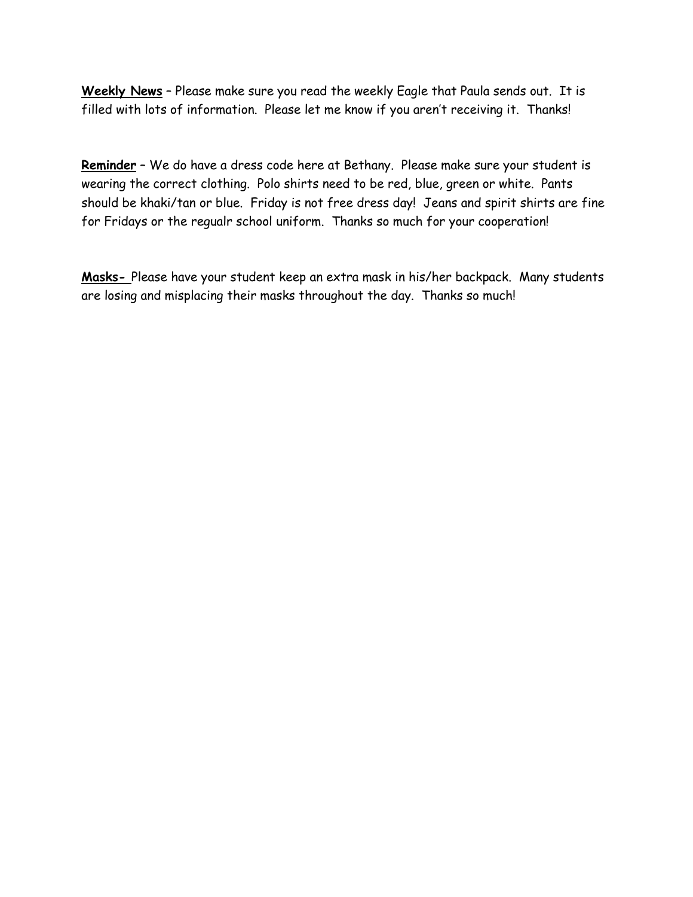**Weekly News** – Please make sure you read the weekly Eagle that Paula sends out. It is filled with lots of information. Please let me know if you aren't receiving it. Thanks!

**Reminder** – We do have a dress code here at Bethany. Please make sure your student is wearing the correct clothing. Polo shirts need to be red, blue, green or white. Pants should be khaki/tan or blue. Friday is not free dress day! Jeans and spirit shirts are fine for Fridays or the regualr school uniform. Thanks so much for your cooperation!

**Masks-** Please have your student keep an extra mask in his/her backpack. Many students are losing and misplacing their masks throughout the day. Thanks so much!